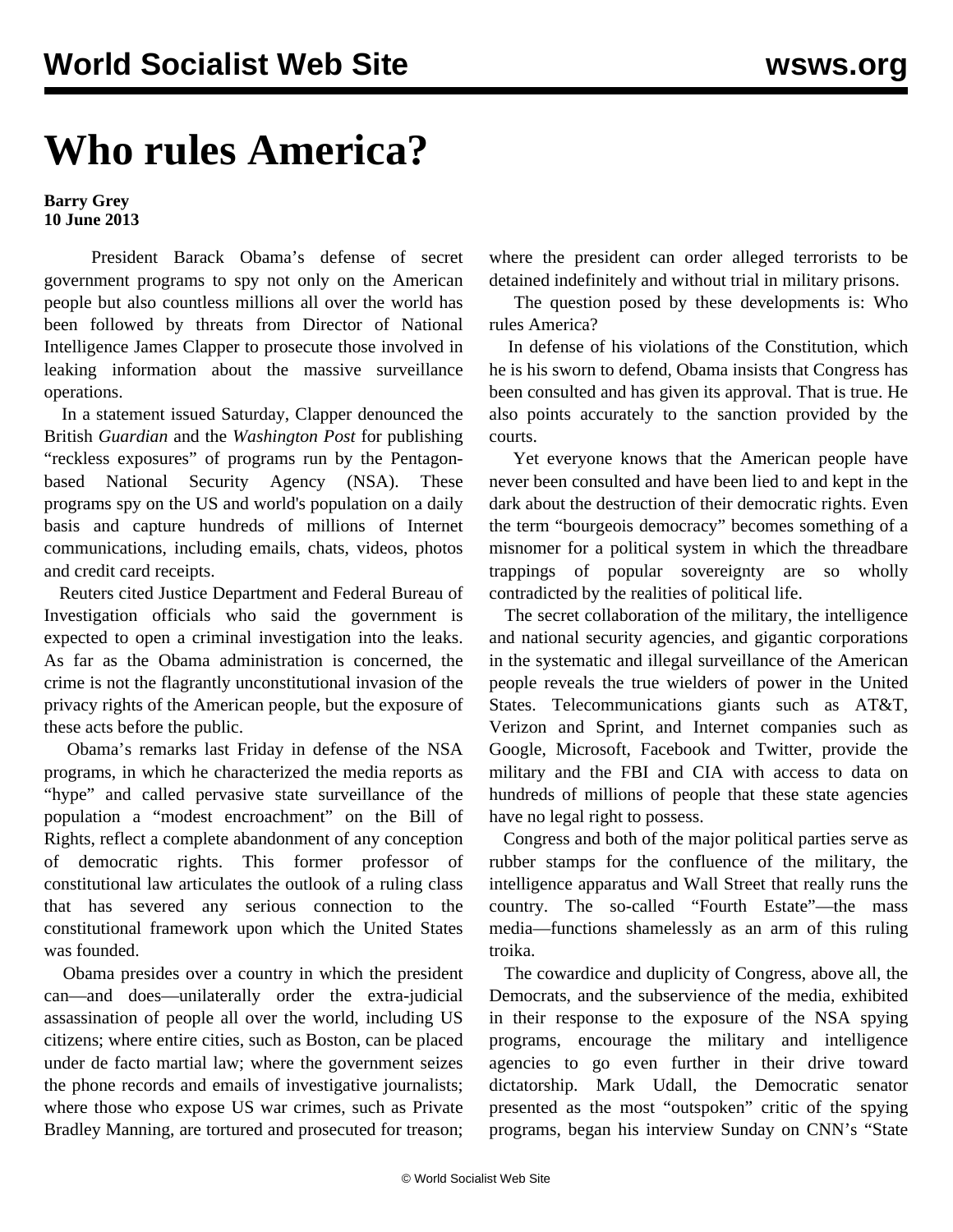# Who rules America?

**Barry Grey**
**10 June 2013**

President Barack Obama's defense of secret government programs to spy not only on the American people but also countless millions all over the world has been followed by threats from Director of National Intelligence James Clapper to prosecute those involved in leaking information about the massive surveillance operations.

In a statement issued Saturday, Clapper denounced the British *Guardian* and the *Washington Post* for publishing "reckless exposures" of programs run by the Pentagon-based National Security Agency (NSA). These programs spy on the US and world's population on a daily basis and capture hundreds of millions of Internet communications, including emails, chats, videos, photos and credit card receipts.

Reuters cited Justice Department and Federal Bureau of Investigation officials who said the government is expected to open a criminal investigation into the leaks. As far as the Obama administration is concerned, the crime is not the flagrantly unconstitutional invasion of the privacy rights of the American people, but the exposure of these acts before the public.

Obama's remarks last Friday in defense of the NSA programs, in which he characterized the media reports as "hype" and called pervasive state surveillance of the population a "modest encroachment" on the Bill of Rights, reflect a complete abandonment of any conception of democratic rights. This former professor of constitutional law articulates the outlook of a ruling class that has severed any serious connection to the constitutional framework upon which the United States was founded.

Obama presides over a country in which the president can—and does—unilaterally order the extra-judicial assassination of people all over the world, including US citizens; where entire cities, such as Boston, can be placed under de facto martial law; where the government seizes the phone records and emails of investigative journalists; where those who expose US war crimes, such as Private Bradley Manning, are tortured and prosecuted for treason; where the president can order alleged terrorists to be detained indefinitely and without trial in military prisons.

The question posed by these developments is: Who rules America?

In defense of his violations of the Constitution, which he is his sworn to defend, Obama insists that Congress has been consulted and has given its approval. That is true. He also points accurately to the sanction provided by the courts.

Yet everyone knows that the American people have never been consulted and have been lied to and kept in the dark about the destruction of their democratic rights. Even the term "bourgeois democracy" becomes something of a misnomer for a political system in which the threadbare trappings of popular sovereignty are so wholly contradicted by the realities of political life.

The secret collaboration of the military, the intelligence and national security agencies, and gigantic corporations in the systematic and illegal surveillance of the American people reveals the true wielders of power in the United States. Telecommunications giants such as AT&T, Verizon and Sprint, and Internet companies such as Google, Microsoft, Facebook and Twitter, provide the military and the FBI and CIA with access to data on hundreds of millions of people that these state agencies have no legal right to possess.

Congress and both of the major political parties serve as rubber stamps for the confluence of the military, the intelligence apparatus and Wall Street that really runs the country. The so-called "Fourth Estate"—the mass media—functions shamelessly as an arm of this ruling troika.

The cowardice and duplicity of Congress, above all, the Democrats, and the subservience of the media, exhibited in their response to the exposure of the NSA spying programs, encourage the military and intelligence agencies to go even further in their drive toward dictatorship. Mark Udall, the Democratic senator presented as the most "outspoken" critic of the spying programs, began his interview Sunday on CNN's "State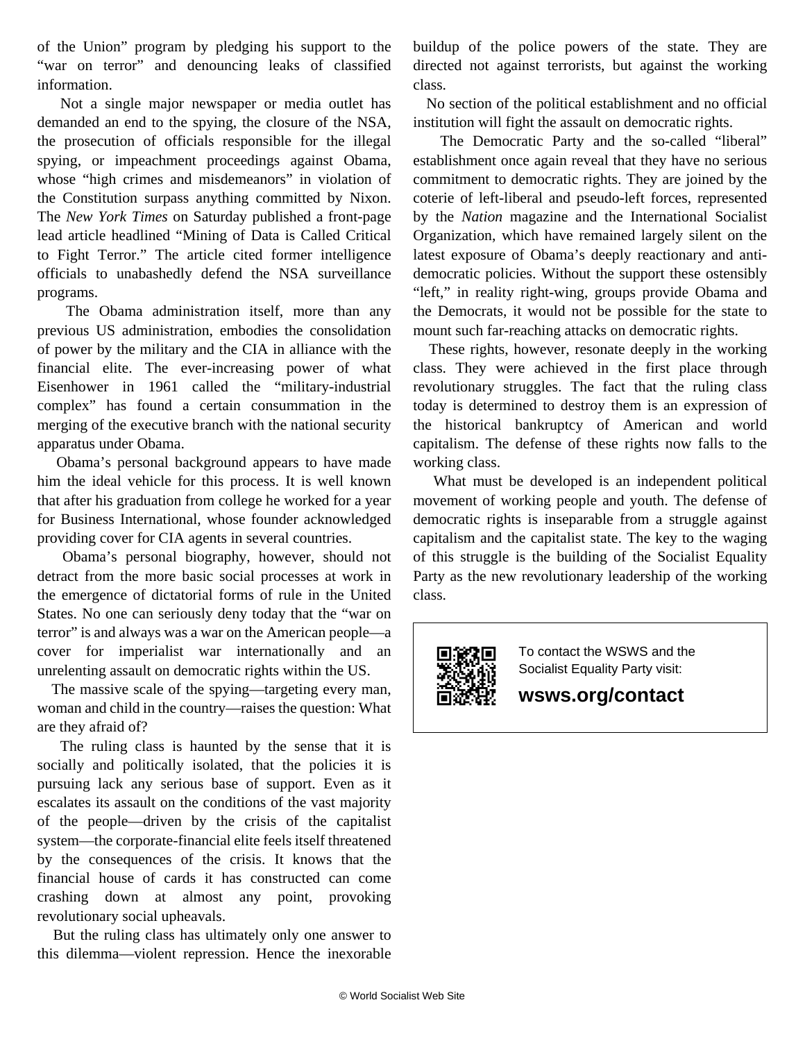of the Union" program by pledging his support to the "war on terror" and denouncing leaks of classified information.

Not a single major newspaper or media outlet has demanded an end to the spying, the closure of the NSA, the prosecution of officials responsible for the illegal spying, or impeachment proceedings against Obama, whose "high crimes and misdemeanors" in violation of the Constitution surpass anything committed by Nixon. The *New York Times* on Saturday published a front-page lead article headlined "Mining of Data is Called Critical to Fight Terror." The article cited former intelligence officials to unabashedly defend the NSA surveillance programs.

The Obama administration itself, more than any previous US administration, embodies the consolidation of power by the military and the CIA in alliance with the financial elite. The ever-increasing power of what Eisenhower in 1961 called the "military-industrial complex" has found a certain consummation in the merging of the executive branch with the national security apparatus under Obama.

Obama's personal background appears to have made him the ideal vehicle for this process. It is well known that after his graduation from college he worked for a year for Business International, whose founder acknowledged providing cover for CIA agents in several countries.

Obama's personal biography, however, should not detract from the more basic social processes at work in the emergence of dictatorial forms of rule in the United States. No one can seriously deny today that the "war on terror" is and always was a war on the American people—a cover for imperialist war internationally and an unrelenting assault on democratic rights within the US.

The massive scale of the spying—targeting every man, woman and child in the country—raises the question: What are they afraid of?

The ruling class is haunted by the sense that it is socially and politically isolated, that the policies it is pursuing lack any serious base of support. Even as it escalates its assault on the conditions of the vast majority of the people—driven by the crisis of the capitalist system—the corporate-financial elite feels itself threatened by the consequences of the crisis. It knows that the financial house of cards it has constructed can come crashing down at almost any point, provoking revolutionary social upheavals.

But the ruling class has ultimately only one answer to this dilemma—violent repression. Hence the inexorable buildup of the police powers of the state. They are directed not against terrorists, but against the working class.

No section of the political establishment and no official institution will fight the assault on democratic rights.

The Democratic Party and the so-called "liberal" establishment once again reveal that they have no serious commitment to democratic rights. They are joined by the coterie of left-liberal and pseudo-left forces, represented by the *Nation* magazine and the International Socialist Organization, which have remained largely silent on the latest exposure of Obama's deeply reactionary and anti-democratic policies. Without the support these ostensibly "left," in reality right-wing, groups provide Obama and the Democrats, it would not be possible for the state to mount such far-reaching attacks on democratic rights.

These rights, however, resonate deeply in the working class. They were achieved in the first place through revolutionary struggles. The fact that the ruling class today is determined to destroy them is an expression of the historical bankruptcy of American and world capitalism. The defense of these rights now falls to the working class.

What must be developed is an independent political movement of working people and youth. The defense of democratic rights is inseparable from a struggle against capitalism and the capitalist state. The key to the waging of this struggle is the building of the Socialist Equality Party as the new revolutionary leadership of the working class.

To contact the WSWS and the Socialist Equality Party visit:

**wsws.org/contact**